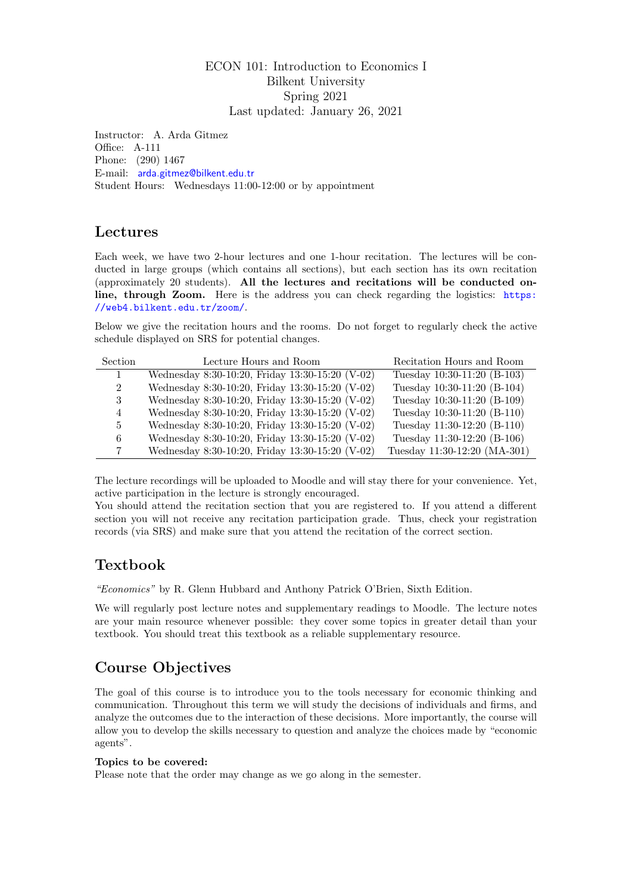ECON 101: Introduction to Economics I
Bilkent University
Spring 2021
Last updated: January 26, 2021

Instructor: A. Arda Gitmez
Office: A-111
Phone: (290) 1467
E-mail: arda.gitmez@bilkent.edu.tr
Student Hours: Wednesdays 11:00-12:00 or by appointment

## Lectures

Each week, we have two 2-hour lectures and one 1-hour recitation. The lectures will be conducted in large groups (which contains all sections), but each section has its own recitation (approximately 20 students). **All the lectures and recitations will be conducted online, through Zoom.** Here is the address you can check regarding the logistics: https://web4.bilkent.edu.tr/zoom/.

Below we give the recitation hours and the rooms. Do not forget to regularly check the active schedule displayed on SRS for potential changes.

| Section | Lecture Hours and Room | Recitation Hours and Room |
|---|---|---|
| 1 | Wednesday 8:30-10:20, Friday 13:30-15:20 (V-02) | Tuesday 10:30-11:20 (B-103) |
| 2 | Wednesday 8:30-10:20, Friday 13:30-15:20 (V-02) | Tuesday 10:30-11:20 (B-104) |
| 3 | Wednesday 8:30-10:20, Friday 13:30-15:20 (V-02) | Tuesday 10:30-11:20 (B-109) |
| 4 | Wednesday 8:30-10:20, Friday 13:30-15:20 (V-02) | Tuesday 10:30-11:20 (B-110) |
| 5 | Wednesday 8:30-10:20, Friday 13:30-15:20 (V-02) | Tuesday 11:30-12:20 (B-110) |
| 6 | Wednesday 8:30-10:20, Friday 13:30-15:20 (V-02) | Tuesday 11:30-12:20 (B-106) |
| 7 | Wednesday 8:30-10:20, Friday 13:30-15:20 (V-02) | Tuesday 11:30-12:20 (MA-301) |

The lecture recordings will be uploaded to Moodle and will stay there for your convenience. Yet, active participation in the lecture is strongly encouraged.
You should attend the recitation section that you are registered to. If you attend a different section you will not receive any recitation participation grade. Thus, check your registration records (via SRS) and make sure that you attend the recitation of the correct section.

## Textbook

*"Economics"* by R. Glenn Hubbard and Anthony Patrick O'Brien, Sixth Edition.

We will regularly post lecture notes and supplementary readings to Moodle. The lecture notes are your main resource whenever possible: they cover some topics in greater detail than your textbook. You should treat this textbook as a reliable supplementary resource.

## Course Objectives

The goal of this course is to introduce you to the tools necessary for economic thinking and communication. Throughout this term we will study the decisions of individuals and firms, and analyze the outcomes due to the interaction of these decisions. More importantly, the course will allow you to develop the skills necessary to question and analyze the choices made by "economic agents".

**Topics to be covered:**
Please note that the order may change as we go along in the semester.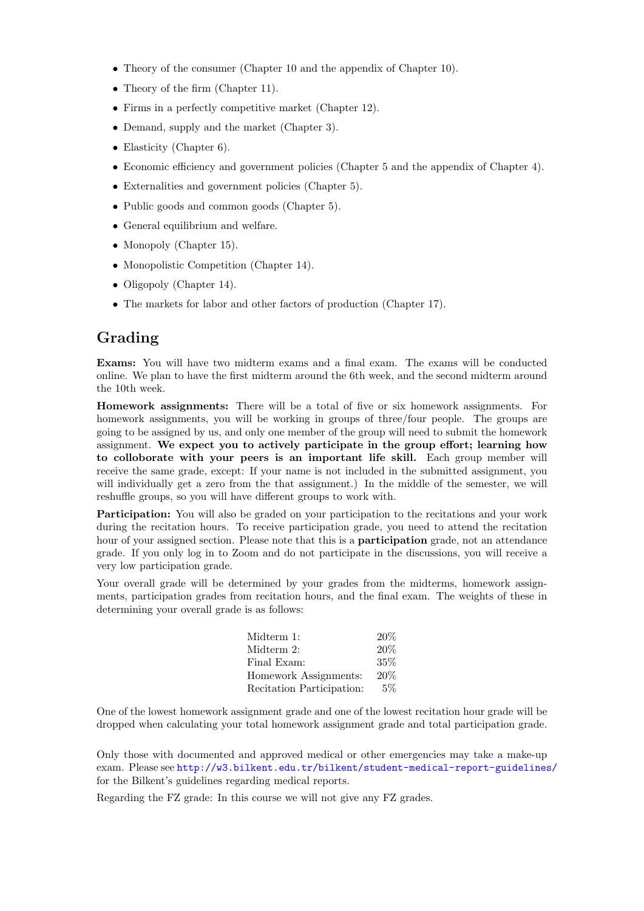- Theory of the consumer (Chapter 10 and the appendix of Chapter 10).
- Theory of the firm (Chapter 11).
- Firms in a perfectly competitive market (Chapter 12).
- Demand, supply and the market (Chapter 3).
- Elasticity (Chapter 6).
- Economic efficiency and government policies (Chapter 5 and the appendix of Chapter 4).
- Externalities and government policies (Chapter 5).
- Public goods and common goods (Chapter 5).
- General equilibrium and welfare.
- Monopoly (Chapter 15).
- Monopolistic Competition (Chapter 14).
- Oligopoly (Chapter 14).
- The markets for labor and other factors of production (Chapter 17).

## Grading

**Exams:** You will have two midterm exams and a final exam. The exams will be conducted online. We plan to have the first midterm around the 6th week, and the second midterm around the 10th week.

**Homework assignments:** There will be a total of five or six homework assignments. For homework assignments, you will be working in groups of three/four people. The groups are going to be assigned by us, and only one member of the group will need to submit the homework assignment. **We expect you to actively participate in the group effort; learning how to colloborate with your peers is an important life skill.** Each group member will receive the same grade, except: If your name is not included in the submitted assignment, you will individually get a zero from the that assignment.) In the middle of the semester, we will reshuffle groups, so you will have different groups to work with.

**Participation:** You will also be graded on your participation to the recitations and your work during the recitation hours. To receive participation grade, you need to attend the recitation hour of your assigned section. Please note that this is a **participation** grade, not an attendance grade. If you only log in to Zoom and do not participate in the discussions, you will receive a very low participation grade.

Your overall grade will be determined by your grades from the midterms, homework assignments, participation grades from recitation hours, and the final exam. The weights of these in determining your overall grade is as follows:

| | |
|---|---|
| Midterm 1: | 20% |
| Midterm 2: | 20% |
| Final Exam: | 35% |
| Homework Assignments: | 20% |
| Recitation Participation: | 5% |

One of the lowest homework assignment grade and one of the lowest recitation hour grade will be dropped when calculating your total homework assignment grade and total participation grade.

Only those with documented and approved medical or other emergencies may take a make-up exam. Please see http://w3.bilkent.edu.tr/bilkent/student-medical-report-guidelines/ for the Bilkent's guidelines regarding medical reports.

Regarding the FZ grade: In this course we will not give any FZ grades.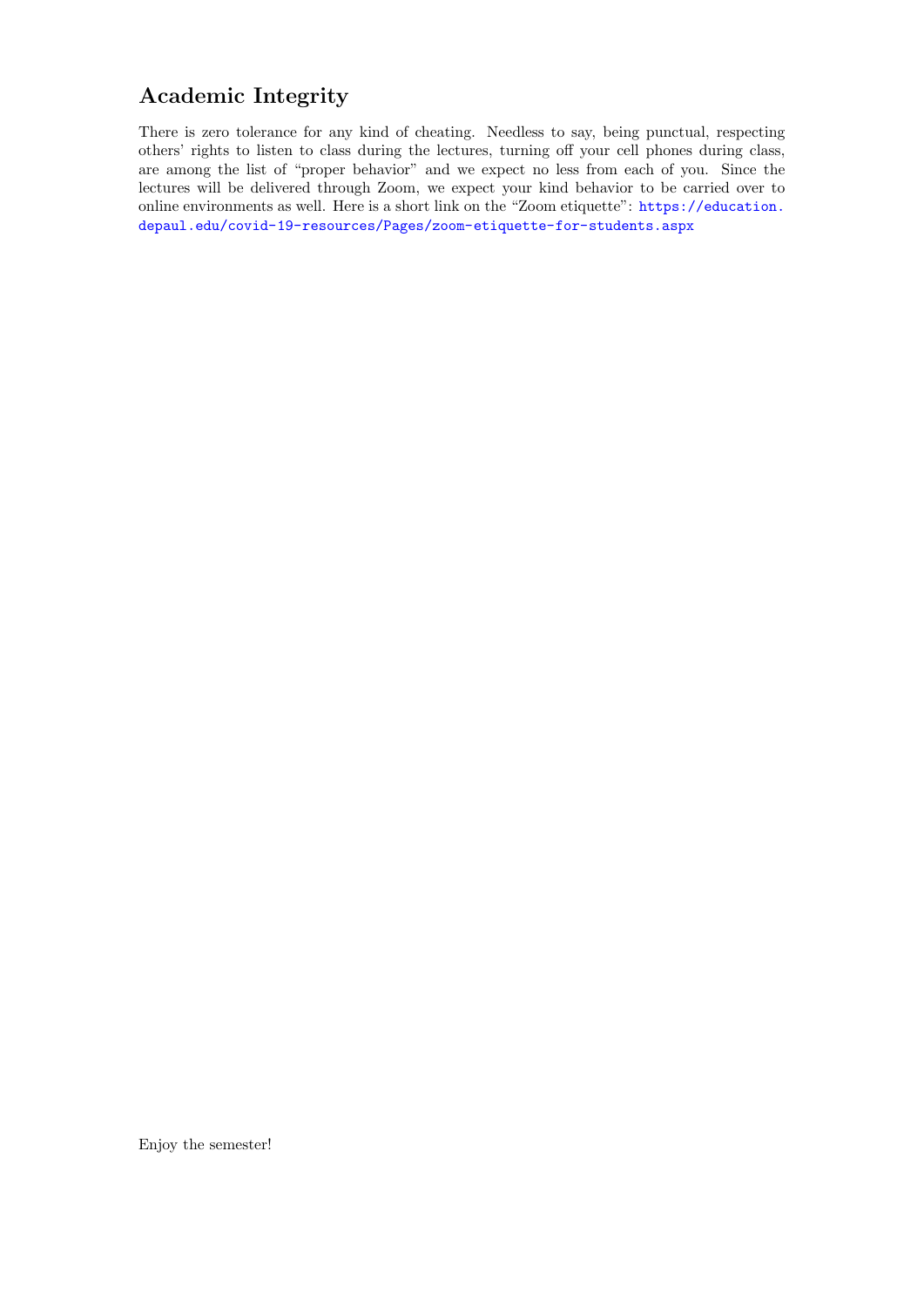## Academic Integrity

There is zero tolerance for any kind of cheating. Needless to say, being punctual, respecting others' rights to listen to class during the lectures, turning off your cell phones during class, are among the list of "proper behavior" and we expect no less from each of you. Since the lectures will be delivered through Zoom, we expect your kind behavior to be carried over to online environments as well. Here is a short link on the "Zoom etiquette": https://education.depaul.edu/covid-19-resources/Pages/zoom-etiquette-for-students.aspx

Enjoy the semester!